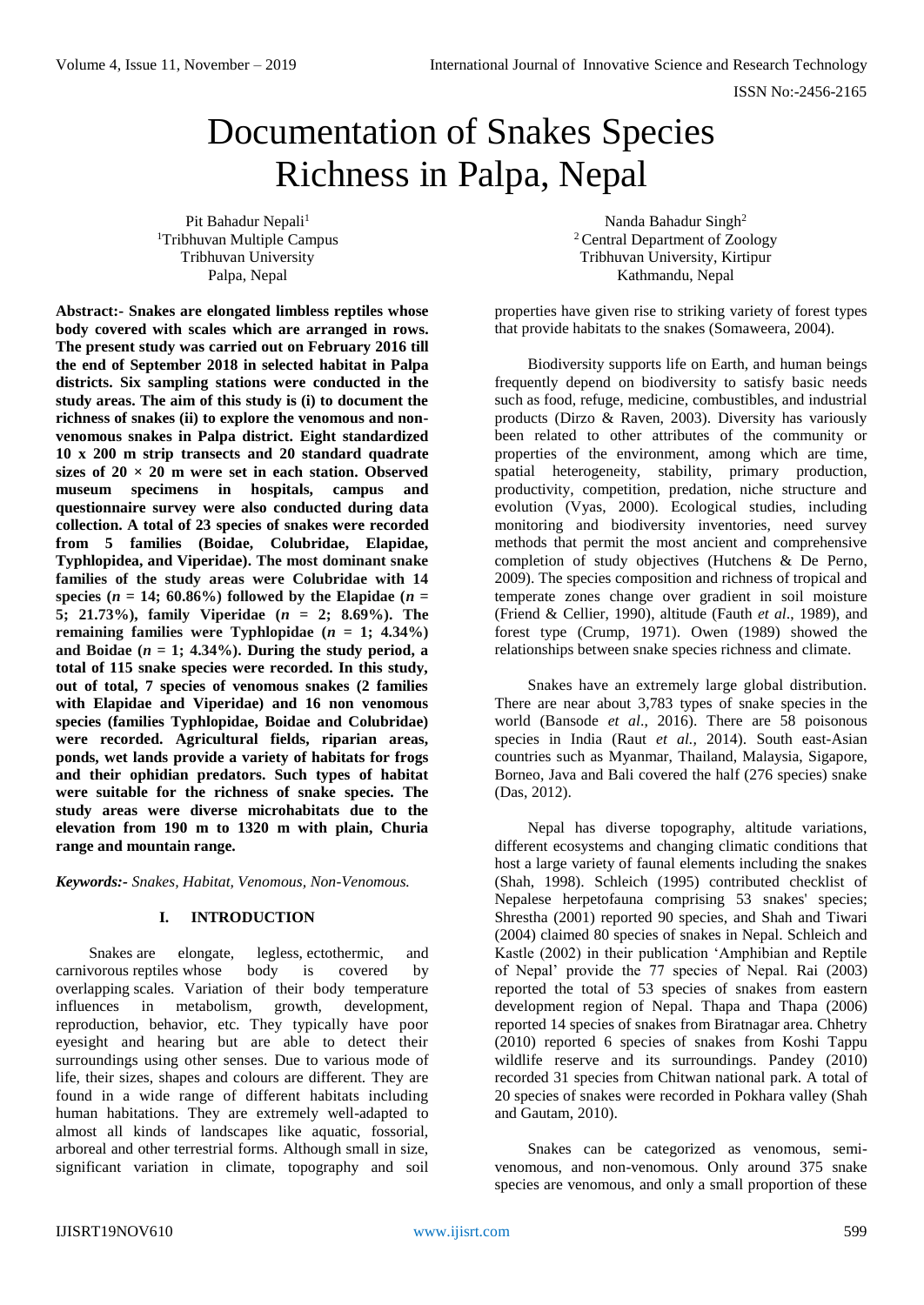# Documentation of Snakes Species Richness in Palpa, Nepal

Pit Bahadur Nepali[1]
[1]Tribhuvan Multiple Campus
Tribhuvan University
Palpa, Nepal

Nanda Bahadur Singh[2]
[2] Central Department of Zoology
Tribhuvan University, Kirtipur
Kathmandu, Nepal

**Abstract:- Snakes are elongated limbless reptiles whose body covered with scales which are arranged in rows. The present study was carried out on February 2016 till the end of September 2018 in selected habitat in Palpa districts. Six sampling stations were conducted in the study areas. The aim of this study is (i) to document the richness of snakes (ii) to explore the venomous and non-venomous snakes in Palpa district. Eight standardized 10 x 200 m strip transects and 20 standard quadrate sizes of 20 × 20 m were set in each station. Observed museum specimens in hospitals, campus and questionnaire survey were also conducted during data collection. A total of 23 species of snakes were recorded from 5 families (Boidae, Colubridae, Elapidae, Typhlopidea, and Viperidae). The most dominant snake families of the study areas were Colubridae with 14 species (*n* = 14; 60.86%) followed by the Elapidae (*n* = 5; 21.73%), family Viperidae (*n* = 2; 8.69%). The remaining families were Typhlopidae (*n* = 1; 4.34%) and Boidae (*n* = 1; 4.34%). During the study period, a total of 115 snake species were recorded. In this study, out of total, 7 species of venomous snakes (2 families with Elapidae and Viperidae) and 16 non venomous species (families Typhlopidae, Boidae and Colubridae) were recorded. Agricultural fields, riparian areas, ponds, wet lands provide a variety of habitats for frogs and their ophidian predators. Such types of habitat were suitable for the richness of snake species. The study areas were diverse microhabitats due to the elevation from 190 m to 1320 m with plain, Churia range and mountain range.**

***Keywords:-*** *Snakes, Habitat, Venomous, Non-Venomous.*

## I. INTRODUCTION

Snakes are elongate, legless, ectothermic, and carnivorous reptiles whose body is covered by overlapping scales. Variation of their body temperature influences in metabolism, growth, development, reproduction, behavior, etc. They typically have poor eyesight and hearing but are able to detect their surroundings using other senses. Due to various mode of life, their sizes, shapes and colours are different. They are found in a wide range of different habitats including human habitations. They are extremely well-adapted to almost all kinds of landscapes like aquatic, fossorial, arboreal and other terrestrial forms. Although small in size, significant variation in climate, topography and soil properties have given rise to striking variety of forest types that provide habitats to the snakes (Somaweera, 2004).

Biodiversity supports life on Earth, and human beings frequently depend on biodiversity to satisfy basic needs such as food, refuge, medicine, combustibles, and industrial products (Dirzo & Raven, 2003). Diversity has variously been related to other attributes of the community or properties of the environment, among which are time, spatial heterogeneity, stability, primary production, productivity, competition, predation, niche structure and evolution (Vyas, 2000). Ecological studies, including monitoring and biodiversity inventories, need survey methods that permit the most ancient and comprehensive completion of study objectives (Hutchens & De Perno, 2009). The species composition and richness of tropical and temperate zones change over gradient in soil moisture (Friend & Cellier, 1990), altitude (Fauth *et al*., 1989), and forest type (Crump, 1971). Owen (1989) showed the relationships between snake species richness and climate.

Snakes have an extremely large global distribution. There are near about 3,783 types of snake species in the world (Bansode *et al*., 2016). There are 58 poisonous species in India (Raut *et al.*, 2014). South east-Asian countries such as Myanmar, Thailand, Malaysia, Sigapore, Borneo, Java and Bali covered the half (276 species) snake (Das, 2012).

Nepal has diverse topography, altitude variations, different ecosystems and changing climatic conditions that host a large variety of faunal elements including the snakes (Shah, 1998). Schleich (1995) contributed checklist of Nepalese herpetofauna comprising 53 snakes' species; Shrestha (2001) reported 90 species, and Shah and Tiwari (2004) claimed 80 species of snakes in Nepal. Schleich and Kastle (2002) in their publication 'Amphibian and Reptile of Nepal' provide the 77 species of Nepal. Rai (2003) reported the total of 53 species of snakes from eastern development region of Nepal. Thapa and Thapa (2006) reported 14 species of snakes from Biratnagar area. Chhetry (2010) reported 6 species of snakes from Koshi Tappu wildlife reserve and its surroundings. Pandey (2010) recorded 31 species from Chitwan national park. A total of 20 species of snakes were recorded in Pokhara valley (Shah and Gautam, 2010).

Snakes can be categorized as venomous, semi-venomous, and non-venomous. Only around 375 snake species are venomous, and only a small proportion of these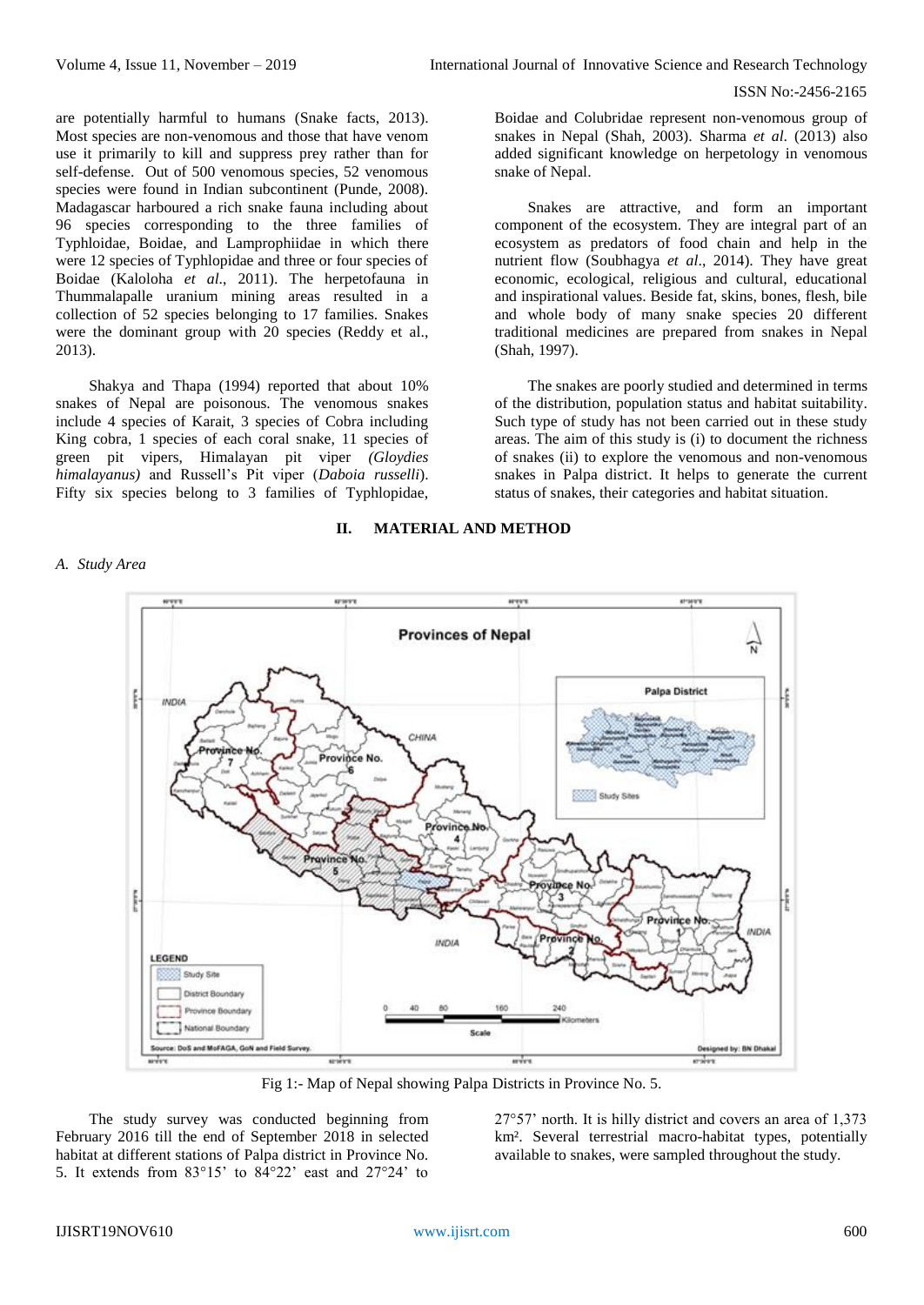are potentially harmful to humans (Snake facts, 2013). Most species are non-venomous and those that have venom use it primarily to kill and suppress prey rather than for self-defense. Out of 500 venomous species, 52 venomous species were found in Indian subcontinent (Punde, 2008). Madagascar harboured a rich snake fauna including about 96 species corresponding to the three families of Typhloidae, Boidae, and Lamprophiidae in which there were 12 species of Typhlopidae and three or four species of Boidae (Kaloloha *et al*., 2011). The herpetofauna in Thummalapalle uranium mining areas resulted in a collection of 52 species belonging to 17 families. Snakes were the dominant group with 20 species (Reddy et al., 2013).

Shakya and Thapa (1994) reported that about 10% snakes of Nepal are poisonous. The venomous snakes include 4 species of Karait, 3 species of Cobra including King cobra, 1 species of each coral snake, 11 species of green pit vipers, Himalayan pit viper *(Gloydies himalayanus)* and Russell's Pit viper (*Daboia russelli*). Fifty six species belong to 3 families of Typhlopidae, Boidae and Colubridae represent non-venomous group of snakes in Nepal (Shah, 2003). Sharma *et al.* (2013) also added significant knowledge on herpetology in venomous snake of Nepal.

Snakes are attractive, and form an important component of the ecosystem. They are integral part of an ecosystem as predators of food chain and help in the nutrient flow (Soubhagya *et al*., 2014). They have great economic, ecological, religious and cultural, educational and inspirational values. Beside fat, skins, bones, flesh, bile and whole body of many snake species 20 different traditional medicines are prepared from snakes in Nepal (Shah, 1997).

The snakes are poorly studied and determined in terms of the distribution, population status and habitat suitability. Such type of study has not been carried out in these study areas. The aim of this study is (i) to document the richness of snakes (ii) to explore the venomous and non-venomous snakes in Palpa district. It helps to generate the current status of snakes, their categories and habitat situation.

## II. MATERIAL AND METHOD

### *A. Study Area*

Fig 1:- Map of Nepal showing Palpa Districts in Province No. 5.

The study survey was conducted beginning from February 2016 till the end of September 2018 in selected habitat at different stations of Palpa district in Province No. 5. It extends from 83°15' to 84°22' east and 27°24' to 27°57' north. It is hilly district and covers an area of 1,373 km². Several terrestrial macro-habitat types, potentially available to snakes, were sampled throughout the study.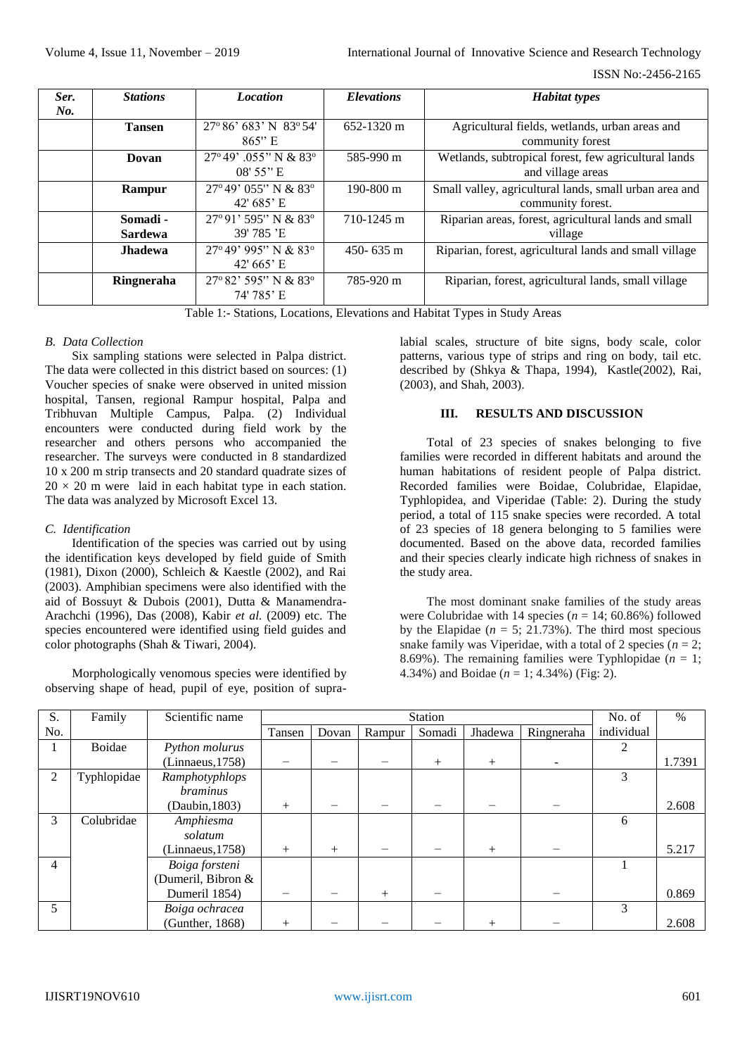| Ser. No. | Stations | Location | Elevations | Habitat types |
|---|---|---|---|---|
| | **Tansen** | 27° 86' 683' N 83° 54' 865" E | 652-1320 m | Agricultural fields, wetlands, urban areas and community forest |
| | **Dovan** | 27° 49' .055" N & 83° 08' 55" E | 585-990 m | Wetlands, subtropical forest, few agricultural lands and village areas |
| | **Rampur** | 27° 49' 055" N & 83° 42' 685' E | 190-800 m | Small valley, agricultural lands, small urban area and community forest. |
| | **Somadi - Sardewa** | 27° 91' 595" N & 83° 39' 785 'E | 710-1245 m | Riparian areas, forest, agricultural lands and small village |
| | **Jhadewa** | 27° 49' 995" N & 83° 42' 665' E | 450- 635 m | Riparian, forest, agricultural lands and small village |
| | **Ringneraha** | 27° 82' 595" N & 83° 74' 785' E | 785-920 m | Riparian, forest, agricultural lands, small village |

Table 1:- Stations, Locations, Elevations and Habitat Types in Study Areas

### *B. Data Collection*

Six sampling stations were selected in Palpa district. The data were collected in this district based on sources: (1) Voucher species of snake were observed in united mission hospital, Tansen, regional Rampur hospital, Palpa and Tribhuvan Multiple Campus, Palpa. (2) Individual encounters were conducted during field work by the researcher and others persons who accompanied the researcher. The surveys were conducted in 8 standardized 10 x 200 m strip transects and 20 standard quadrate sizes of $20 \times 20$ m were laid in each habitat type in each station. The data was analyzed by Microsoft Excel 13.

### *C. Identification*

Identification of the species was carried out by using the identification keys developed by field guide of Smith (1981), Dixon (2000), Schleich & Kaestle (2002), and Rai (2003). Amphibian specimens were also identified with the aid of Bossuyt & Dubois (2001), Dutta & Manamendra-Arachchi (1996), Das (2008), Kabir *et al.* (2009) etc. The species encountered were identified using field guides and color photographs (Shah & Tiwari, 2004).

Morphologically venomous species were identified by observing shape of head, pupil of eye, position of supra-labial scales, structure of bite signs, body scale, color patterns, various type of strips and ring on body, tail etc. described by (Shkya & Thapa, 1994), Kastle(2002), Rai, (2003), and Shah, 2003).

## III. RESULTS AND DISCUSSION

Total of 23 species of snakes belonging to five families were recorded in different habitats and around the human habitations of resident people of Palpa district. Recorded families were Boidae, Colubridae, Elapidae, Typhlopidea, and Viperidae (Table: 2). During the study period, a total of 115 snake species were recorded. A total of 23 species of 18 genera belonging to 5 families were documented. Based on the above data, recorded families and their species clearly indicate high richness of snakes in the study area.

The most dominant snake families of the study areas were Colubridae with 14 species ($n = 14$; 60.86%) followed by the Elapidae ($n = 5$; 21.73%). The third most specious snake family was Viperidae, with a total of 2 species ($n = 2$; 8.69%). The remaining families were Typhlopidae ($n = 1$; 4.34%) and Boidae ($n = 1$; 4.34%) (Fig: 2).

| S. No. | Family | Scientific name | Station | | | | | | No. of individual | % |
|---|---|---|---|---|---|---|---|---|---|---|
| | | | Tansen | Dovan | Rampur | Somadi | Jhadewa | Ringneraha | | |
| 1 | Boidae | *Python molurus* (Linnaeus,1758) | – | – | – | + | + | - | 2 | 1.7391 |
| 2 | Typhlopidae | *Ramphotyphlops braminus* (Daubin,1803) | + | – | – | – | – | – | 3 | 2.608 |
| 3 | Colubridae | *Amphiesma solatum* (Linnaeus,1758) | + | + | – | – | + | – | 6 | 5.217 |
| 4 | | *Boiga forsteni* (Dumeril, Bibron & Dumeril 1854) | – | – | + | – | | – | 1 | 0.869 |
| 5 | | *Boiga ochracea* (Gunther, 1868) | + | – | – | – | + | – | 3 | 2.608 |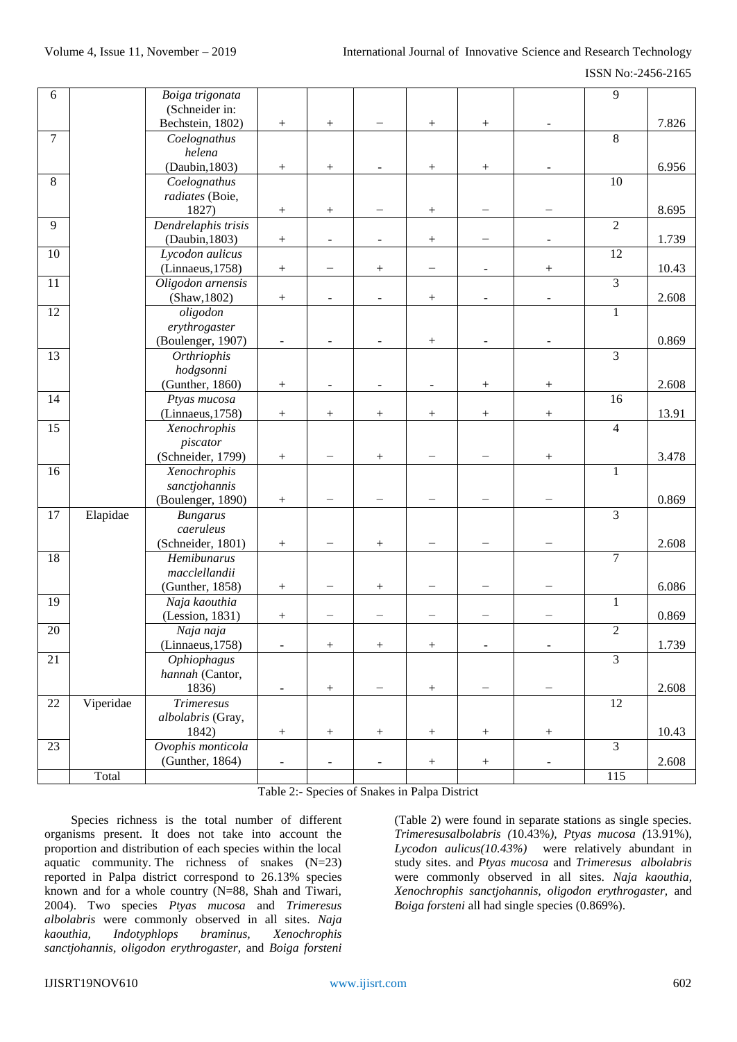| 6 | | *Boiga trigonata* (Schneider in: Bechstein, 1802) | + | + | – | + | + | - | 9 | 7.826 |
|---|---|---|---|---|---|---|---|---|---|---|
| 7 | | *Coelognathus helena* (Daubin,1803) | + | + | - | + | + | - | 8 | 6.956 |
| 8 | | *Coelognathus radiates* (Boie, 1827) | + | + | – | + | – | – | 10 | 8.695 |
| 9 | | *Dendrelaphis trisis* (Daubin,1803) | + | - | - | + | – | - | 2 | 1.739 |
| 10 | | *Lycodon aulicus* (Linnaeus,1758) | + | – | + | – | - | + | 12 | 10.43 |
| 11 | | *Oligodon arnensis* (Shaw,1802) | + | - | - | + | - | - | 3 | 2.608 |
| 12 | | *oligodon erythrogaster* (Boulenger, 1907) | - | - | - | + | - | - | 1 | 0.869 |
| 13 | | *Orthriophis hodgsonni* (Gunther, 1860) | + | - | - | - | + | + | 3 | 2.608 |
| 14 | | *Ptyas mucosa* (Linnaeus,1758) | + | + | + | + | + | + | 16 | 13.91 |
| 15 | | *Xenochrophis piscator* (Schneider, 1799) | + | – | + | – | – | + | 4 | 3.478 |
| 16 | | *Xenochrophis sanctjohannis* (Boulenger, 1890) | + | – | – | – | – | – | 1 | 0.869 |
| 17 | Elapidae | *Bungarus caeruleus* (Schneider, 1801) | + | – | + | – | – | – | 3 | 2.608 |
| 18 | | *Hemibunarus macclellandii* (Gunther, 1858) | + | – | + | – | – | – | 7 | 6.086 |
| 19 | | *Naja kaouthia* (Lession, 1831) | + | – | – | – | – | – | 1 | 0.869 |
| 20 | | *Naja naja* (Linnaeus,1758) | - | + | + | + | - | - | 2 | 1.739 |
| 21 | | *Ophiophagus hannah* (Cantor, 1836) | - | + | – | + | – | – | 3 | 2.608 |
| 22 | Viperidae | *Trimeresus albolabris* (Gray, 1842) | + | + | + | + | + | + | 12 | 10.43 |
| 23 | | *Ovophis monticola* (Gunther, 1864) | - | - | - | + | + | - | 3 | 2.608 |
| | Total | | | | | | | | 115 | |

Table 2:- Species of Snakes in Palpa District

Species richness is the total number of different organisms present. It does not take into account the proportion and distribution of each species within the local aquatic community. The richness of snakes (N=23) reported in Palpa district correspond to 26.13% species known and for a whole country (N=88, Shah and Tiwari, 2004). Two species *Ptyas mucosa* and *Trimeresus albolabris* were commonly observed in all sites. *Naja kaouthia, Indotyphlops braminus, Xenochrophis sanctjohannis, oligodon erythrogaster,* and *Boiga forsteni* (Table 2) were found in separate stations as single species. *Trimeresusalbolabris (*10.43%*), Ptyas mucosa (*13.91%), *Lycodon aulicus(10.43%)* were relatively abundant in study sites. and *Ptyas mucosa* and *Trimeresus albolabris* were commonly observed in all sites. *Naja kaouthia, Xenochrophis sanctjohannis, oligodon erythrogaster,* and *Boiga forsteni* all had single species (0.869%).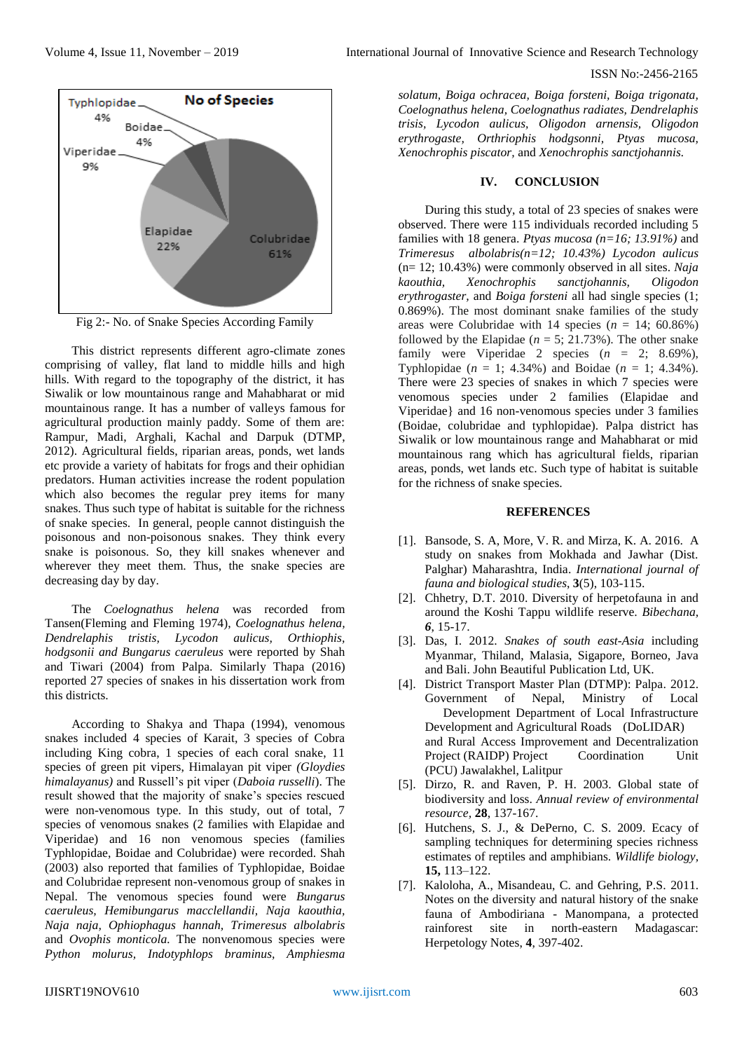Fig 2:- No. of Snake Species According Family

This district represents different agro-climate zones comprising of valley, flat land to middle hills and high hills. With regard to the topography of the district, it has Siwalik or low mountainous range and Mahabharat or mid mountainous range. It has a number of valleys famous for agricultural production mainly paddy. Some of them are: Rampur, Madi, Arghali, Kachal and Darpuk (DTMP, 2012). Agricultural fields, riparian areas, ponds, wet lands etc provide a variety of habitats for frogs and their ophidian predators. Human activities increase the rodent population which also becomes the regular prey items for many snakes. Thus such type of habitat is suitable for the richness of snake species. In general, people cannot distinguish the poisonous and non-poisonous snakes. They think every snake is poisonous. So, they kill snakes whenever and wherever they meet them. Thus, the snake species are decreasing day by day.

The *Coelognathus helena* was recorded from Tansen(Fleming and Fleming 1974), *Coelognathus helena, Dendrelaphis tristis, Lycodon aulicus, Orthiophis, hodgsonii and Bungarus caeruleus* were reported by Shah and Tiwari (2004) from Palpa. Similarly Thapa (2016) reported 27 species of snakes in his dissertation work from this districts.

According to Shakya and Thapa (1994), venomous snakes included 4 species of Karait, 3 species of Cobra including King cobra, 1 species of each coral snake, 11 species of green pit vipers, Himalayan pit viper *(Gloydies himalayanus)* and Russell's pit viper (*Daboia russelli*). The result showed that the majority of snake's species rescued were non-venomous type. In this study, out of total, 7 species of venomous snakes (2 families with Elapidae and Viperidae) and 16 non venomous species (families Typhlopidae, Boidae and Colubridae) were recorded. Shah (2003) also reported that families of Typhlopidae, Boidae and Colubridae represent non-venomous group of snakes in Nepal. The venomous species found were *Bungarus caeruleus, Hemibungarus macclellandii, Naja kaouthia, Naja naja, Ophiophagus hannah, Trimeresus albolabris* and *Ovophis monticola.* The nonvenomous species were *Python molurus, Indotyphlops braminus, Amphiesma solatum, Boiga ochracea, Boiga forsteni, Boiga trigonata, Coelognathus helena, Coelognathus radiates, Dendrelaphis trisis, Lycodon aulicus, Oligodon arnensis, Oligodon erythrogaste, Orthriophis hodgsonni, Ptyas mucosa, Xenochrophis piscator,* and *Xenochrophis sanctjohannis.*

## IV. CONCLUSION

During this study, a total of 23 species of snakes were observed. There were 115 individuals recorded including 5 families with 18 genera. *Ptyas mucosa (n=16; 13.91%)* and *Trimeresus albolabris(n=12; 10.43%) Lycodon aulicus* (n= 12; 10.43%) were commonly observed in all sites. *Naja kaouthia, Xenochrophis sanctjohannis, Oligodon erythrogaster,* and *Boiga forsteni* all had single species (1; 0.869%). The most dominant snake families of the study areas were Colubridae with 14 species ($n$ = 14; 60.86%) followed by the Elapidae ($n$ = 5; 21.73%). The other snake family were Viperidae 2 species ($n$ = 2; 8.69%), Typhlopidae ($n$ = 1; 4.34%) and Boidae ($n$ = 1; 4.34%). There were 23 species of snakes in which 7 species were venomous species under 2 families (Elapidae and Viperidae} and 16 non-venomous species under 3 families (Boidae, colubridae and typhlopidae). Palpa district has Siwalik or low mountainous range and Mahabharat or mid mountainous rang which has agricultural fields, riparian areas, ponds, wet lands etc. Such type of habitat is suitable for the richness of snake species.

## REFERENCES

[1]. Bansode, S. A, More, V. R. and Mirza, K. A. 2016. A study on snakes from Mokhada and Jawhar (Dist. Palghar) Maharashtra, India. *International journal of fauna and biological studies*, **3**(5), 103-115.

[2]. Chhetry, D.T. 2010. Diversity of herpetofauna in and around the Koshi Tappu wildlife reserve. *Bibechana, 6*, 15-17.

[3]. Das, I. 2012. *Snakes of south east-Asia* including Myanmar, Thiland, Malasia, Sigapore, Borneo, Java and Bali. John Beautiful Publication Ltd, UK.

[4]. District Transport Master Plan (DTMP): Palpa. 2012. Government of Nepal, Ministry of Local Development Department of Local Infrastructure Development and Agricultural Roads (DoLIDAR) and Rural Access Improvement and Decentralization Project (RAIDP) Project Coordination Unit (PCU) Jawalakhel, Lalitpur

[5]. Dirzo, R. and Raven, P. H. 2003. Global state of biodiversity and loss. *Annual review of environmental resource,* **28**, 137-167.

[6]. Hutchens, S. J., & DePerno, C. S. 2009. Ecacy of sampling techniques for determining species richness estimates of reptiles and amphibians. *Wildlife biology,* **15,** 113–122.

[7]. Kaloloha, A., Misandeau, C. and Gehring, P.S. 2011. Notes on the diversity and natural history of the snake fauna of Ambodiriana - Manompana, a protected rainforest site in north-eastern Madagascar: Herpetology Notes, **4**, 397-402.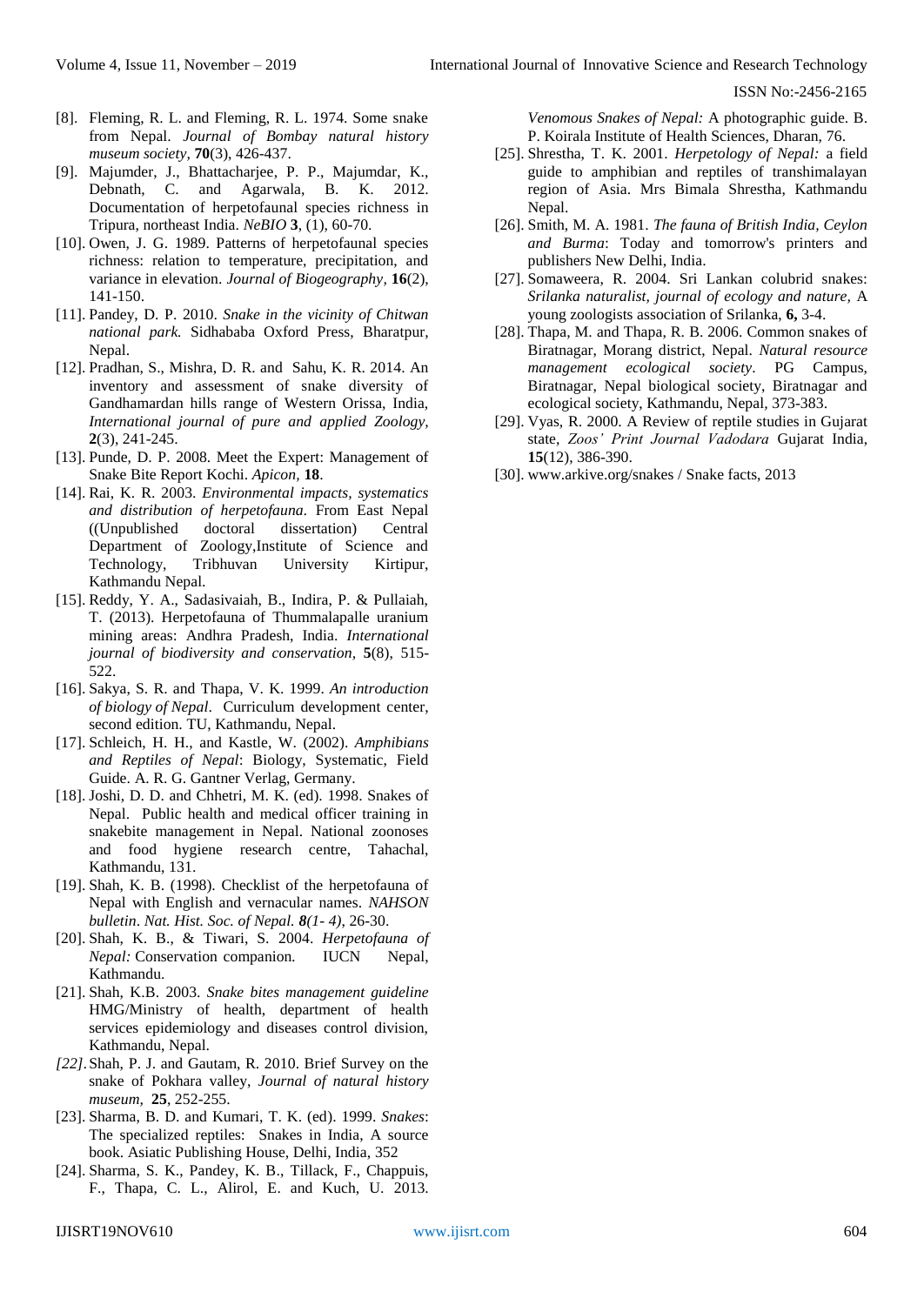- [8]. Fleming, R. L. and Fleming, R. L. 1974. Some snake from Nepal. *Journal of Bombay natural history museum society,* **70**(3), 426-437.
- [9]. Majumder, J., Bhattacharjee, P. P., Majumdar, K., Debnath, C. and Agarwala, B. K. 2012. Documentation of herpetofaunal species richness in Tripura, northeast India. *NeBIO* **3**, (1), 60-70.
- [10]. Owen, J. G. 1989. Patterns of herpetofaunal species richness: relation to temperature, precipitation, and variance in elevation. *Journal of Biogeography,* **16**(2), 141-150.
- [11]. Pandey, D. P. 2010. *Snake in the vicinity of Chitwan national park.* Sidhababa Oxford Press, Bharatpur, Nepal.
- [12]. Pradhan, S., Mishra, D. R. and Sahu, K. R. 2014. An inventory and assessment of snake diversity of Gandhamardan hills range of Western Orissa, India, *International journal of pure and applied Zoology,* **2**(3), 241-245.
- [13]. Punde, D. P. 2008. Meet the Expert: Management of Snake Bite Report Kochi. *Apicon,* **18**.
- [14]. Rai, K. R. 2003. *Environmental impacts, systematics and distribution of herpetofauna*. From East Nepal ((Unpublished doctoral dissertation) Central Department of Zoology,Institute of Science and Technology, Tribhuvan University Kirtipur, Kathmandu Nepal.
- [15]. Reddy, Y. A., Sadasivaiah, B., Indira, P. & Pullaiah, T. (2013). Herpetofauna of Thummalapalle uranium mining areas: Andhra Pradesh, India. *International journal of biodiversity and conservation,* **5**(8), 515-522.
- [16]. Sakya, S. R. and Thapa, V. K. 1999. *An introduction of biology of Nepal*. Curriculum development center, second edition. TU, Kathmandu, Nepal.
- [17]. Schleich, H. H., and Kastle, W. (2002). *Amphibians and Reptiles of Nepal*: Biology, Systematic, Field Guide. A. R. G. Gantner Verlag, Germany.
- [18]. Joshi, D. D. and Chhetri, M. K. (ed). 1998. Snakes of Nepal. Public health and medical officer training in snakebite management in Nepal. National zoonoses and food hygiene research centre, Tahachal, Kathmandu, 131.
- [19]. Shah, K. B. (1998). Checklist of the herpetofauna of Nepal with English and vernacular names. *NAHSON bulletin*. *Nat. Hist. Soc. of Nepal. 8(1- 4),* 26-30.
- [20]. Shah, K. B., & Tiwari, S. 2004. *Herpetofauna of Nepal:* Conservation companion. IUCN Nepal, Kathmandu.
- [21]. Shah, K.B. 2003. *Snake bites management guideline* HMG/Ministry of health, department of health services epidemiology and diseases control division, Kathmandu, Nepal.
- *[22]*. Shah, P. J. and Gautam, R. 2010. Brief Survey on the snake of Pokhara valley, *Journal of natural history museum,* **25**, 252-255.
- [23]. Sharma, B. D. and Kumari, T. K. (ed). 1999. *Snakes*: The specialized reptiles: Snakes in India, A source book. Asiatic Publishing House, Delhi, India, 352
- [24]. Sharma, S. K., Pandey, K. B., Tillack, F., Chappuis, F., Thapa, C. L., Alirol, E. and Kuch, U. 2013. *Venomous Snakes of Nepal:* A photographic guide. B. P. Koirala Institute of Health Sciences, Dharan, 76.
- [25]. Shrestha, T. K. 2001. *Herpetology of Nepal:* a field guide to amphibian and reptiles of transhimalayan region of Asia. Mrs Bimala Shrestha, Kathmandu Nepal.
- [26]. Smith, M. A. 1981. *The fauna of British India, Ceylon and Burma*: Today and tomorrow's printers and publishers New Delhi, India.
- [27]. Somaweera, R. 2004. Sri Lankan colubrid snakes: *Srilanka naturalist, journal of ecology and nature,* A young zoologists association of Srilanka, **6,** 3-4.
- [28]. Thapa, M. and Thapa, R. B. 2006. Common snakes of Biratnagar, Morang district, Nepal. *Natural resource management ecological society*. PG Campus, Biratnagar, Nepal biological society, Biratnagar and ecological society, Kathmandu, Nepal, 373-383.
- [29]. Vyas, R. 2000. A Review of reptile studies in Gujarat state, *Zoos' Print Journal Vadodara* Gujarat India, **15**(12), 386-390.
- [30]. www.arkive.org/snakes / Snake facts, 2013